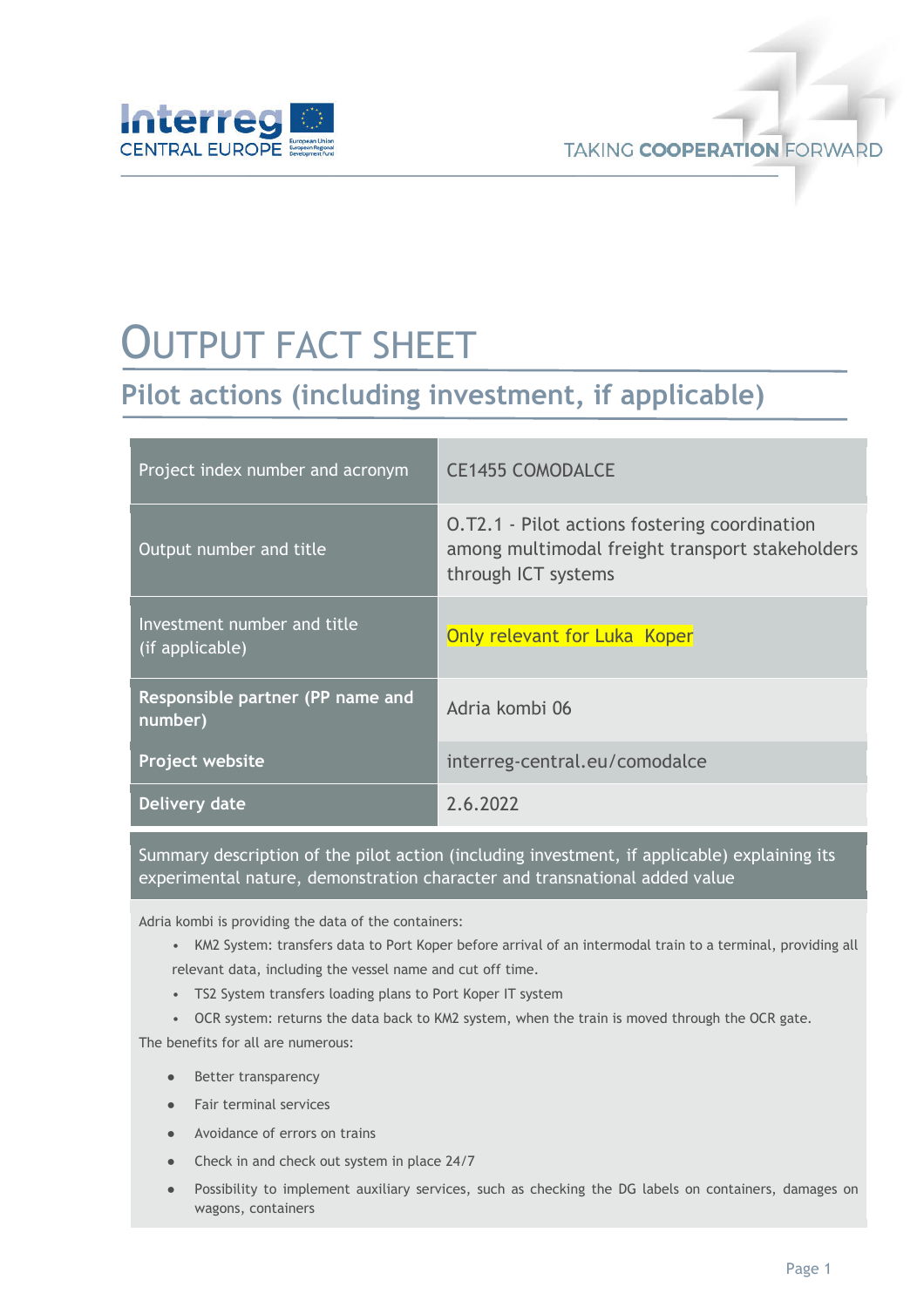# OUTPUT FACT SHEET

## Pilot actions (including investment, if applicable)

| | |
|---|---|
| Project index number and acronym | CE1455 COMODALCE |
| Output number and title | O.T2.1 - Pilot actions fostering coordination among multimodal freight transport stakeholders through ICT systems |
| Investment number and title (if applicable) | Only relevant for Luka Koper |
| **Responsible partner (PP name and number)** | Adria kombi 06 |
| **Project website** | interreg-central.eu/comodalce |
| **Delivery date** | 2.6.2022 |

Summary description of the pilot action (including investment, if applicable) explaining its experimental nature, demonstration character and transnational added value

Adria kombi is providing the data of the containers:

- KM2 System: transfers data to Port Koper before arrival of an intermodal train to a terminal, providing all relevant data, including the vessel name and cut off time.
- TS2 System transfers loading plans to Port Koper IT system
- OCR system: returns the data back to KM2 system, when the train is moved through the OCR gate.

The benefits for all are numerous:

- Better transparency
- Fair terminal services
- Avoidance of errors on trains
- Check in and check out system in place 24/7
- Possibility to implement auxiliary services, such as checking the DG labels on containers, damages on wagons, containers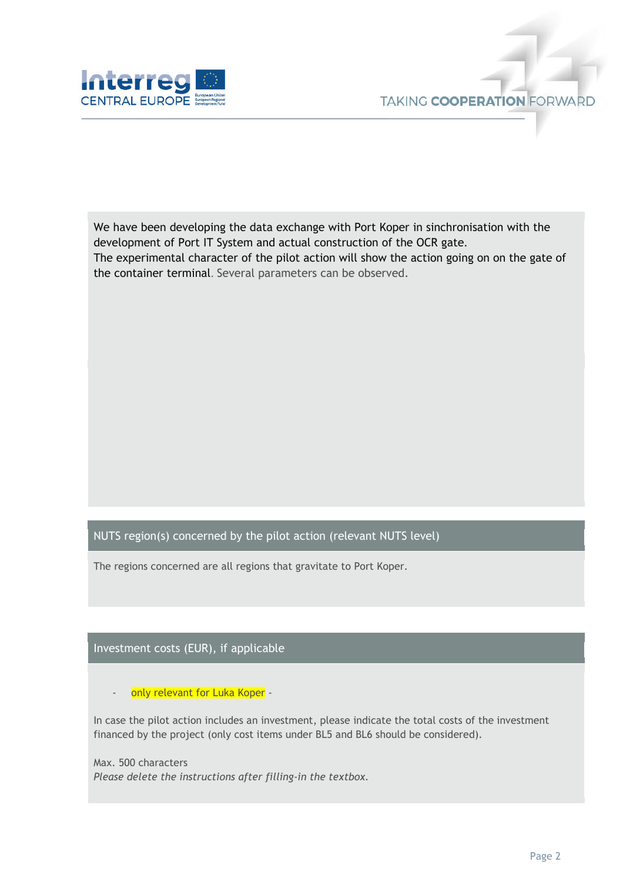We have been developing the data exchange with Port Koper in sinchronisation with the development of Port IT System and actual construction of the OCR gate.
The experimental character of the pilot action will show the action going on on the gate of the container terminal. Several parameters can be observed.

## NUTS region(s) concerned by the pilot action (relevant NUTS level)

The regions concerned are all regions that gravitate to Port Koper.

## Investment costs (EUR), if applicable

- only relevant for Luka Koper -

In case the pilot action includes an investment, please indicate the total costs of the investment financed by the project (only cost items under BL5 and BL6 should be considered).

Max. 500 characters
*Please delete the instructions after filling-in the textbox.*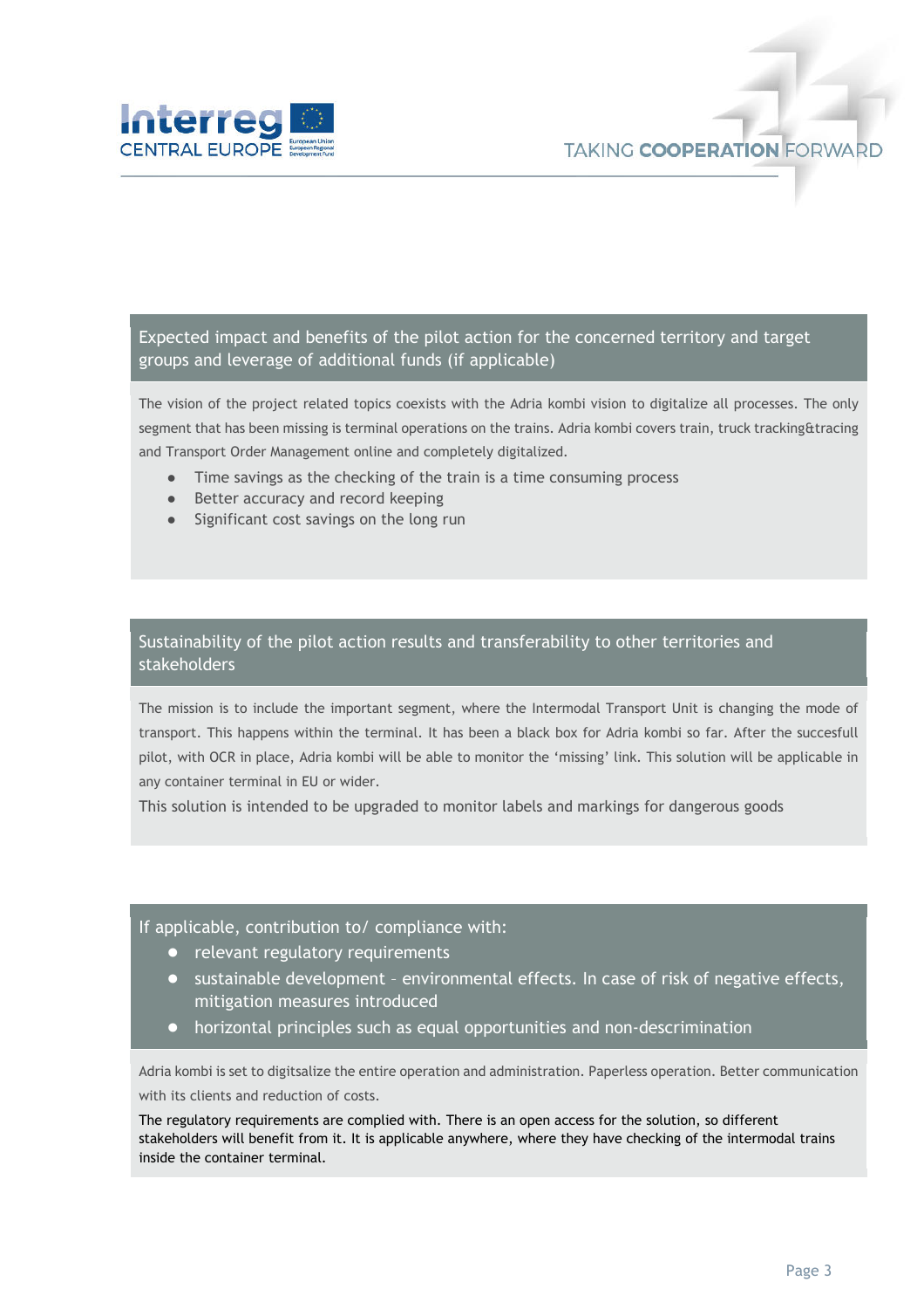## Expected impact and benefits of the pilot action for the concerned territory and target groups and leverage of additional funds (if applicable)

The vision of the project related topics coexists with the Adria kombi vision to digitalize all processes. The only segment that has been missing is terminal operations on the trains. Adria kombi covers train, truck tracking&tracing and Transport Order Management online and completely digitalized.

- Time savings as the checking of the train is a time consuming process
- Better accuracy and record keeping
- Significant cost savings on the long run

## Sustainability of the pilot action results and transferability to other territories and stakeholders

The mission is to include the important segment, where the Intermodal Transport Unit is changing the mode of transport. This happens within the terminal. It has been a black box for Adria kombi so far. After the succesfull pilot, with OCR in place, Adria kombi will be able to monitor the 'missing' link. This solution will be applicable in any container terminal in EU or wider.

This solution is intended to be upgraded to monitor labels and markings for dangerous goods

## If applicable, contribution to/ compliance with:

- relevant regulatory requirements
- sustainable development – environmental effects. In case of risk of negative effects, mitigation measures introduced
- horizontal principles such as equal opportunities and non-descrimination

Adria kombi is set to digitsalize the entire operation and administration. Paperless operation. Better communication with its clients and reduction of costs.

The regulatory requirements are complied with. There is an open access for the solution, so different stakeholders will benefit from it. It is applicable anywhere, where they have checking of the intermodal trains inside the container terminal.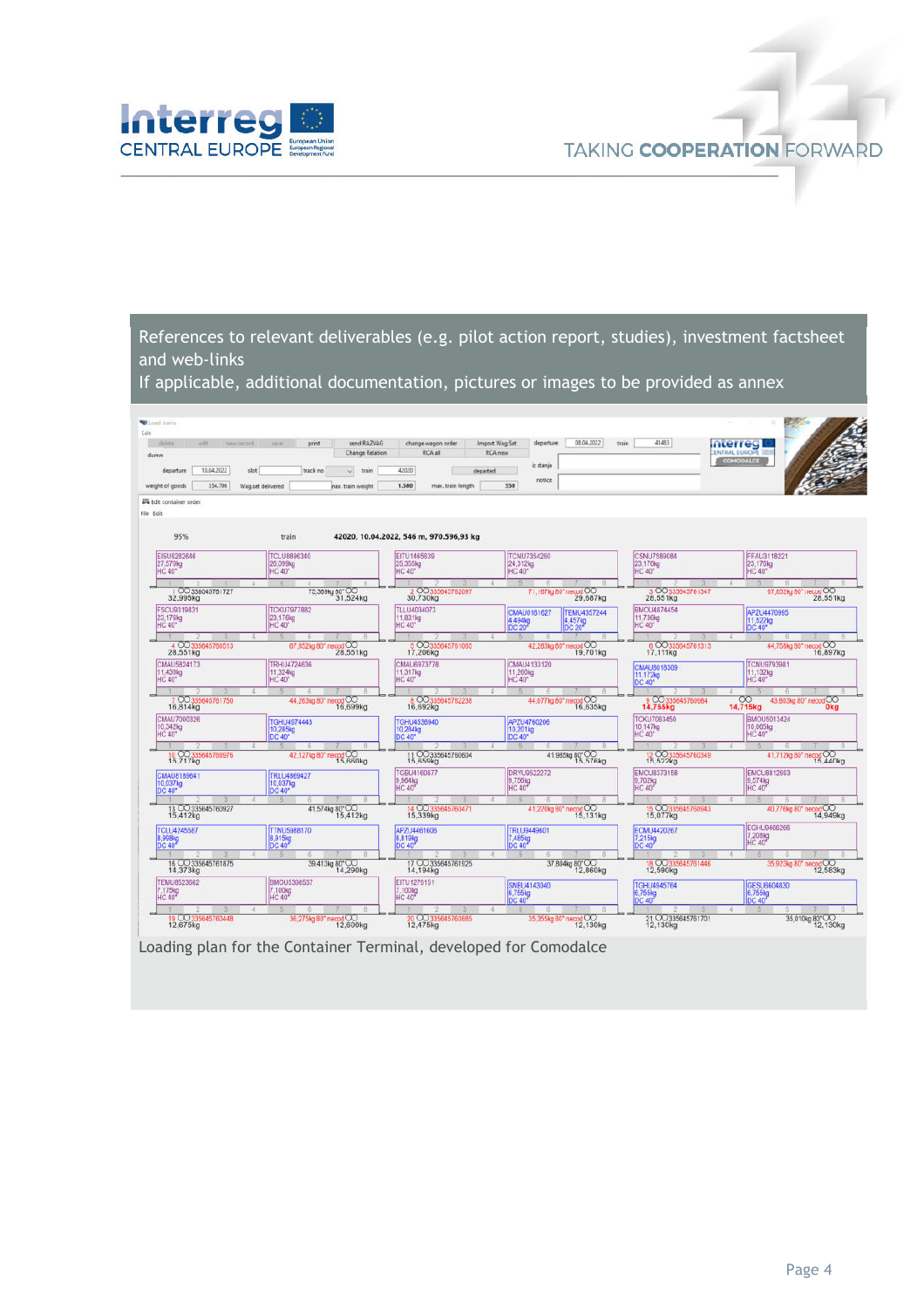References to relevant deliverables (e.g. pilot action report, studies), investment factsheet and web-links

If applicable, additional documentation, pictures or images to be provided as annex

Loading plan for the Container Terminal, developed for Comodalce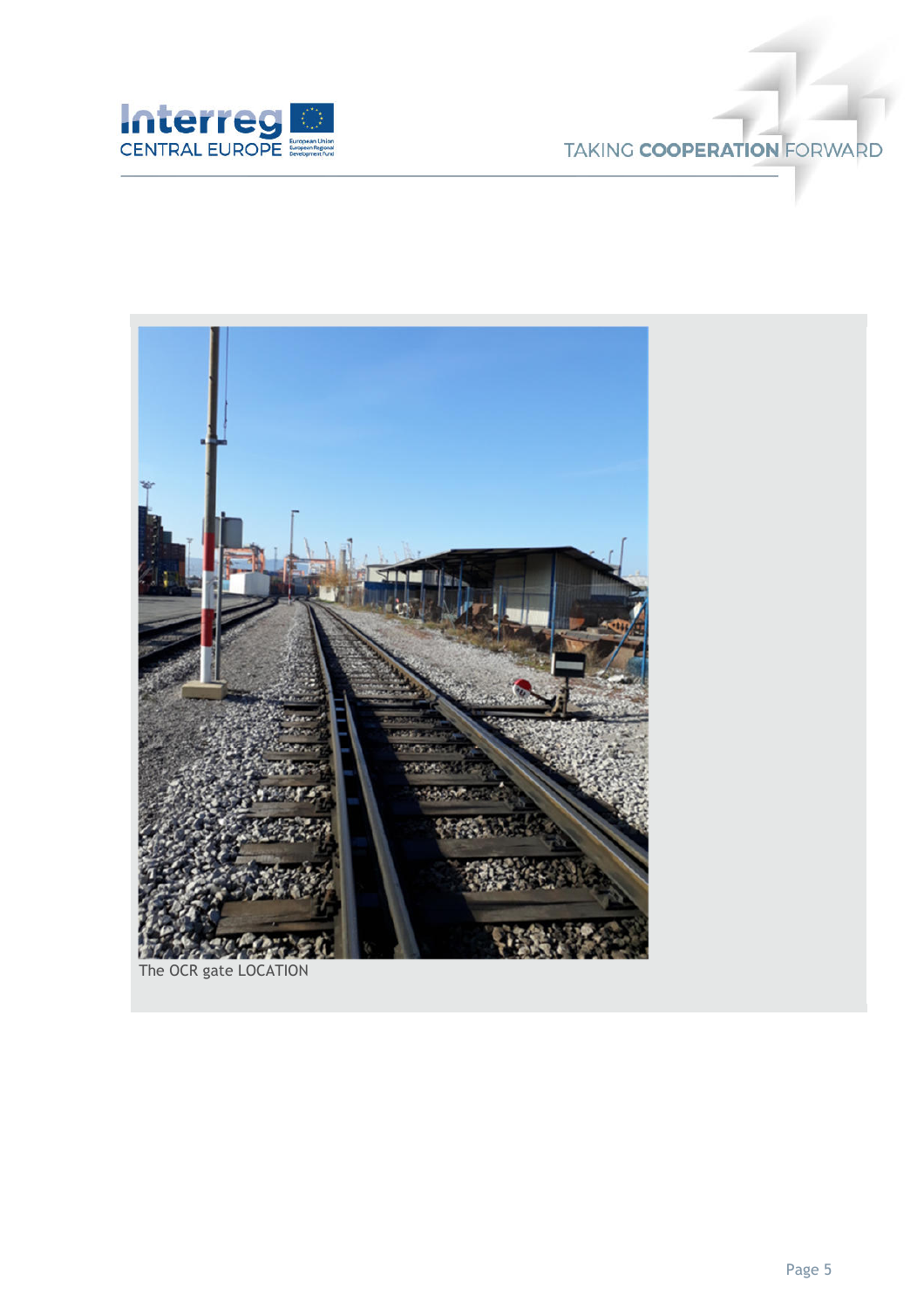The OCR gate LOCATION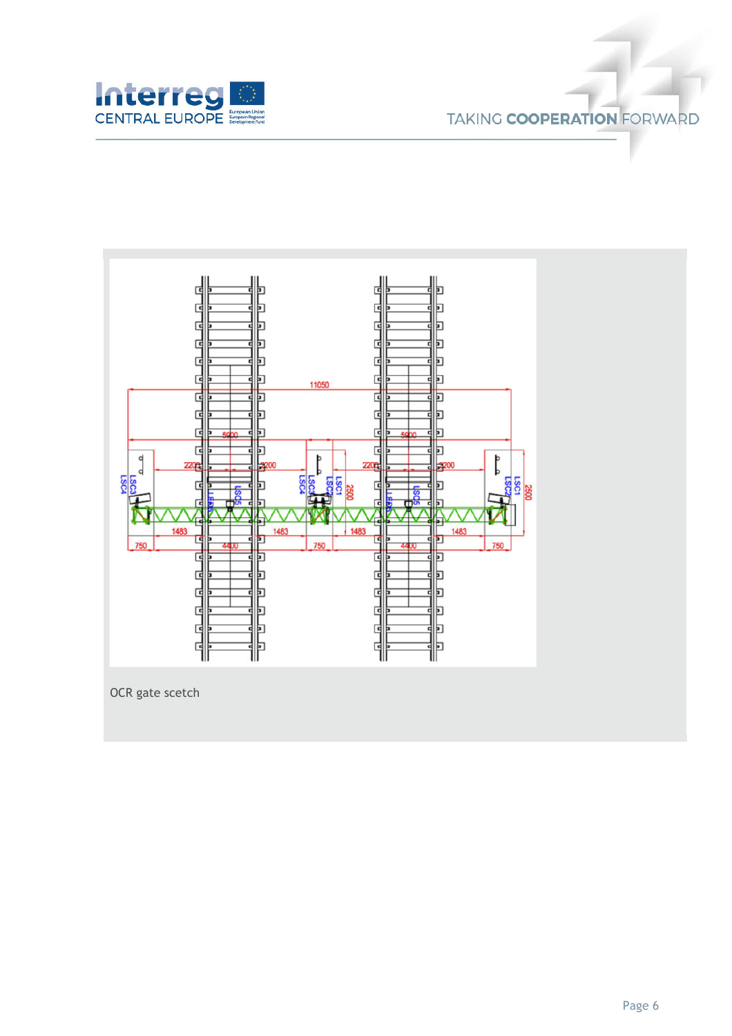OCR gate scetch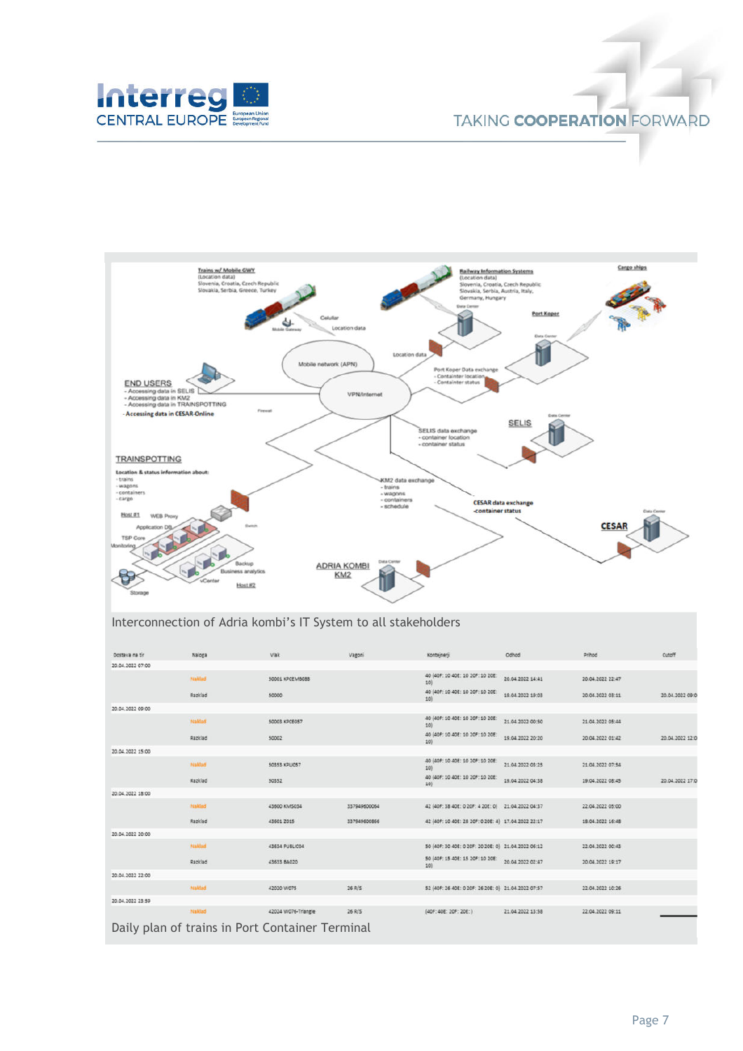Trains w/ Mobile GWY
(Location data)
Slovenia, Croatia, Czech Republic
Slovakia, Serbia, Greece, Turkey

Railway Information Systems
(Location data)
Slovenia, Croatia, Czech Republic
Slovakia, Serbia, Austria, Italy,
Germany, Hungary

Cargo ships

Port Koper

Cellular
Location data
Mobile Gateway
Data Center
Location data
Mobile network (APN)
VPN/Internet
Firewall

Port Koper Data exchange
- Containter location
- Container status

END USERS
- Accessing data in SELIS
- Accessing data in KM2
- Accessing data in TRAINSPOTTING
- Accessing data in CESAR-Online

SELIS
SELIS data exchange
- container location
- container status

TRAINSPOTTING
Location & status information about:
- trains
- wagons
- containers
- cargo

Host #1
WEB Proxy
Application DB
TSP Core
Monitoring
Switch
Backup
Business analytics
vCenter
Host #2
Storage

KM2 data exchange
- trains
- wagons
- containers
- schedule

CESAR data exchange
-container status

CESAR

ADRIA KOMBI
KM2

Interconnection of Adria kombi's IT System to all stakeholders

| Dostava na tir | Naloga | Vlak | Vagoni | Kontejnerji | Odhod | Prihod | Cutoff |
|---|---|---|---|---|---|---|---|
| 20.04.2022 07:00 | | | | | | | |
| | Naklad | 50001 KPCEM5085 | | 40 (40F: 10 40E: 10 20F: 10 20E: 10) | 20.04.2022 14:41 | 20.04.2022 22:47 | |
| | Razklad | 50000 | | 40 (40F: 10 40E: 10 20F: 10 20E: 10) | 19.04.2022 19:03 | 20.04.2022 03:11 | 20.04.2022 09:0 |
| 20.04.2022 09:00 | | | | | | | |
| | Naklad | 50003 KPCE057 | | 40 (40F: 10 40E: 10 20F: 10 20E: 10) | 21.04.2022 00:50 | 21.04.2022 05:44 | |
| | Razklad | 50002 | | 40 (40F: 10 40E: 10 20F: 10 20E: 10) | 19.04.2022 20:20 | 20.04.2022 01:42 | 20.04.2022 12:0 |
| 20.04.2022 15:00 | | | | | | | |
| | Naklad | 50353 KPLI057 | | 40 (40F: 10 40E: 10 20F: 10 20E: 10) | 21.04.2022 03:35 | 21.04.2022 07:54 | |
| | Razklad | 50352 | | 40 (40F: 10 40E: 10 20F: 10 20E: 10) | 19.04.2022 04:38 | 19.04.2022 08:45 | 20.04.2022 17:0 |
| 20.04.2022 18:00 | | | | | | | |
| | Naklad | 43600 KMS034 | 337949600064 | 42 (40F: 38 40E: 0 20F: 4 20E: 0) | 21.04.2022 04:37 | 22.04.2022 05:00 | |
| | Razklad | 43601 Z015 | 337949600866 | 42 (40F: 10 40E: 28 20F: 0 20E: 4) | 17.04.2022 22:17 | 18.04.2022 16:48 | |
| 20.04.2022 20:00 | | | | | | | |
| | Naklad | 43634 PUBLIC04 | | 50 (40F: 30 40E: 0 20F: 20 20E: 0) | 21.04.2022 06:12 | 22.04.2022 00:43 | |
| | Razklad | 43635 BA020 | | 50 (40F: 15 40E: 15 20F: 10 20E: 10) | 20.04.2022 02:47 | 20.04.2022 19:17 | |
| 20.04.2022 22:00 | | | | | | | |
| | Naklad | 42020 W075 | 26 R/S | 52 (40F: 26 40E: 0 20F: 26 20E: 0) | 21.04.2022 07:57 | 22.04.2022 10:26 | |
| 20.04.2022 23:59 | | | | | | | |
| | Naklad | 42024 W076-Triangle | 26 R/S | (40F: 40E: 20F: 20E: ) | 21.04.2022 13:58 | 22.04.2022 09:11 | |

Daily plan of trains in Port Container Terminal